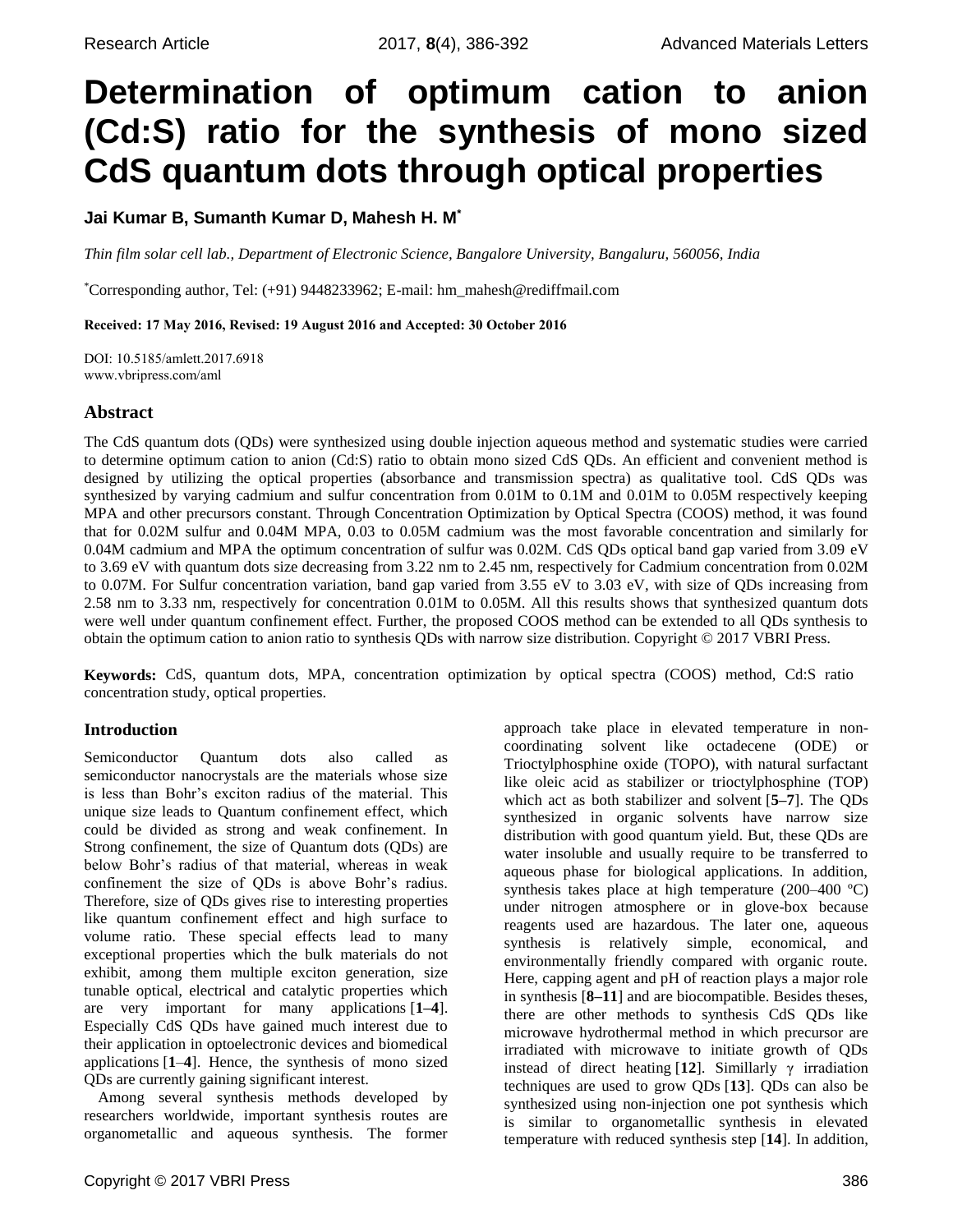# Determination of optimum cation to anion (Cd:S) ratio for the synthesis of mono sized CdS quantum dots through optical properties

**Jai Kumar B, Sumanth Kumar D, Mahesh H. M***

*Thin film solar cell lab., Department of Electronic Science, Bangalore University, Bangaluru, 560056, India*

*Corresponding author, Tel: (+91) 9448233962; E-mail: hm_mahesh@rediffmail.com

**Received: 17 May 2016, Revised: 19 August 2016 and Accepted: 30 October 2016**

DOI: 10.5185/amlett.2017.6918
www.vbripress.com/aml

## Abstract

The CdS quantum dots (QDs) were synthesized using double injection aqueous method and systematic studies were carried to determine optimum cation to anion (Cd:S) ratio to obtain mono sized CdS QDs. An efficient and convenient method is designed by utilizing the optical properties (absorbance and transmission spectra) as qualitative tool. CdS QDs was synthesized by varying cadmium and sulfur concentration from 0.01M to 0.1M and 0.01M to 0.05M respectively keeping MPA and other precursors constant. Through Concentration Optimization by Optical Spectra (COOS) method, it was found that for 0.02M sulfur and 0.04M MPA, 0.03 to 0.05M cadmium was the most favorable concentration and similarly for 0.04M cadmium and MPA the optimum concentration of sulfur was 0.02M. CdS QDs optical band gap varied from 3.09 eV to 3.69 eV with quantum dots size decreasing from 3.22 nm to 2.45 nm, respectively for Cadmium concentration from 0.02M to 0.07M. For Sulfur concentration variation, band gap varied from 3.55 eV to 3.03 eV, with size of QDs increasing from 2.58 nm to 3.33 nm, respectively for concentration 0.01M to 0.05M. All this results shows that synthesized quantum dots were well under quantum confinement effect. Further, the proposed COOS method can be extended to all QDs synthesis to obtain the optimum cation to anion ratio to synthesis QDs with narrow size distribution. Copyright © 2017 VBRI Press.

**Keywords:** CdS, quantum dots, MPA, concentration optimization by optical spectra (COOS) method, Cd:S ratio concentration study, optical properties.

## Introduction

Semiconductor Quantum dots also called as semiconductor nanocrystals are the materials whose size is less than Bohr's exciton radius of the material. This unique size leads to Quantum confinement effect, which could be divided as strong and weak confinement. In Strong confinement, the size of Quantum dots (QDs) are below Bohr's radius of that material, whereas in weak confinement the size of QDs is above Bohr's radius. Therefore, size of QDs gives rise to interesting properties like quantum confinement effect and high surface to volume ratio. These special effects lead to many exceptional properties which the bulk materials do not exhibit, among them multiple exciton generation, size tunable optical, electrical and catalytic properties which are very important for many applications [**1–4**]. Especially CdS QDs have gained much interest due to their application in optoelectronic devices and biomedical applications [**1**–**4**]. Hence, the synthesis of mono sized QDs are currently gaining significant interest.

Among several synthesis methods developed by researchers worldwide, important synthesis routes are organometallic and aqueous synthesis. The former approach take place in elevated temperature in non-coordinating solvent like octadecene (ODE) or Trioctylphosphine oxide (TOPO), with natural surfactant like oleic acid as stabilizer or trioctylphosphine (TOP) which act as both stabilizer and solvent [**5–7**]. The QDs synthesized in organic solvents have narrow size distribution with good quantum yield. But, these QDs are water insoluble and usually require to be transferred to aqueous phase for biological applications. In addition, synthesis takes place at high temperature (200–400 ºC) under nitrogen atmosphere or in glove-box because reagents used are hazardous. The later one, aqueous synthesis is relatively simple, economical, and environmentally friendly compared with organic route. Here, capping agent and pH of reaction plays a major role in synthesis [**8–11**] and are biocompatible. Besides theses, there are other methods to synthesis CdS QDs like microwave hydrothermal method in which precursor are irradiated with microwave to initiate growth of QDs instead of direct heating [**12**]. Simillarly $\gamma$ irradiation techniques are used to grow QDs [**13**]. QDs can also be synthesized using non-injection one pot synthesis which is similar to organometallic synthesis in elevated temperature with reduced synthesis step [**14**]. In addition,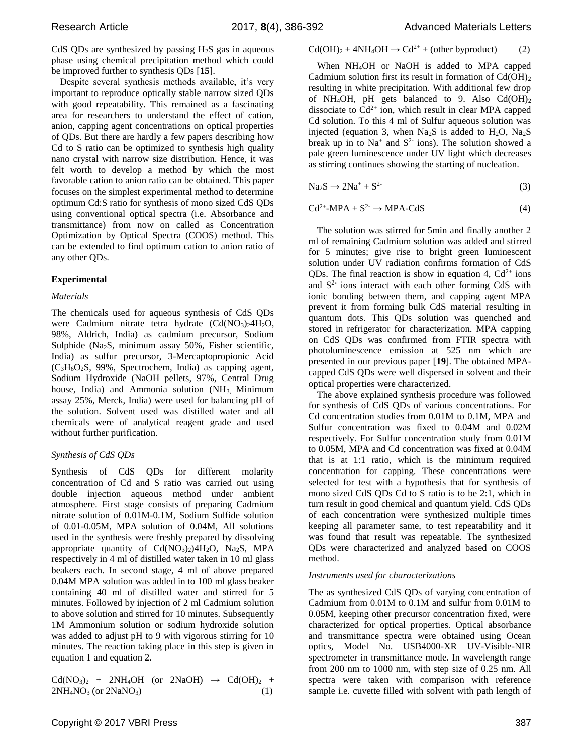CdS QDs are synthesized by passing $H_2S$ gas in aqueous phase using chemical precipitation method which could be improved further to synthesis QDs [**15**].

Despite several synthesis methods available, it's very important to reproduce optically stable narrow sized QDs with good repeatability. This remained as a fascinating area for researchers to understand the effect of cation, anion, capping agent concentrations on optical properties of QDs. But there are hardly a few papers describing how Cd to S ratio can be optimized to synthesis high quality nano crystal with narrow size distribution. Hence, it was felt worth to develop a method by which the most favorable cation to anion ratio can be obtained. This paper focuses on the simplest experimental method to determine optimum Cd:S ratio for synthesis of mono sized CdS QDs using conventional optical spectra (i.e. Absorbance and transmittance) from now on called as Concentration Optimization by Optical Spectra (COOS) method. This can be extended to find optimum cation to anion ratio of any other QDs.

## Experimental

### *Materials*

The chemicals used for aqueous synthesis of CdS QDs were Cadmium nitrate tetra hydrate ($Cd(NO_3)_2 4H_2O$, 98%, Aldrich, India) as cadmium precursor, Sodium Sulphide ($Na_2S$, minimum assay 50%, Fisher scientific, India) as sulfur precursor, 3-Mercaptopropionic Acid ($C_3H_6O_2S$, 99%, Spectrochem, India) as capping agent, Sodium Hydroxide (NaOH pellets, 97%, Central Drug house, India) and Ammonia solution ($NH_3$, Minimum assay 25%, Merck, India) were used for balancing pH of the solution. Solvent used was distilled water and all chemicals were of analytical reagent grade and used without further purification.

### *Synthesis of CdS QDs*

Synthesis of CdS QDs for different molarity concentration of Cd and S ratio was carried out using double injection aqueous method under ambient atmosphere. First stage consists of preparing Cadmium nitrate solution of 0.01M-0.1M, Sodium Sulfide solution of 0.01-0.05M, MPA solution of 0.04M, All solutions used in the synthesis were freshly prepared by dissolving appropriate quantity of $Cd(NO_3)_2)4H_2O$, $Na_2S$, MPA respectively in 4 ml of distilled water taken in 10 ml glass beakers each. In second stage, 4 ml of above prepared 0.04M MPA solution was added in to 100 ml glass beaker containing 40 ml of distilled water and stirred for 5 minutes. Followed by injection of 2 ml Cadmium solution to above solution and stirred for 10 minutes. Subsequently 1M Ammonium solution or sodium hydroxide solution was added to adjust pH to 9 with vigorous stirring for 10 minutes. The reaction taking place in this step is given in equation 1 and equation 2.

$$Cd(NO_3)_2 + 2NH_4OH \text{ (or } 2NaOH) \rightarrow Cd(OH)_2 + 2NH_4NO_3 \text{ (or } 2NaNO_3) \quad (1)$$

$$Cd(OH)_2 + 4NH_4OH \rightarrow Cd^{2+} + \text{(other byproduct)} \quad (2)$$

When $NH_4OH$ or NaOH is added to MPA capped Cadmium solution first its result in formation of $Cd(OH)_2$ resulting in white precipitation. With additional few drop of $NH_4OH$, pH gets balanced to 9. Also $Cd(OH)_2$ dissociate to $Cd^{2+}$ ion, which result in clear MPA capped Cd solution. To this 4 ml of Sulfur aqueous solution was injected (equation 3, when $Na_2S$ is added to $H_2O$, $Na_2S$ break up in to $Na^+$ and $S^{2-}$ ions). The solution showed a pale green luminescence under UV light which decreases as stirring continues showing the starting of nucleation.

$$Na_2S \rightarrow 2Na^+ + S^{2-} \quad (3)$$

$$Cd^{2+}\text{-MPA} + S^{2-} \rightarrow \text{MPA-CdS} \quad (4)$$

The solution was stirred for 5min and finally another 2 ml of remaining Cadmium solution was added and stirred for 5 minutes; give rise to bright green luminescent solution under UV radiation confirms formation of CdS QDs. The final reaction is show in equation 4, $Cd^{2+}$ ions and $S^{2-}$ ions interact with each other forming CdS with ionic bonding between them, and capping agent MPA prevent it from forming bulk CdS material resulting in quantum dots. This QDs solution was quenched and stored in refrigerator for characterization. MPA capping on CdS QDs was confirmed from FTIR spectra with photoluminescence emission at 525 nm which are presented in our previous paper [**19**]. The obtained MPA-capped CdS QDs were well dispersed in solvent and their optical properties were characterized.

The above explained synthesis procedure was followed for synthesis of CdS QDs of various concentrations. For Cd concentration studies from 0.01M to 0.1M, MPA and Sulfur concentration was fixed to 0.04M and 0.02M respectively. For Sulfur concentration study from 0.01M to 0.05M, MPA and Cd concentration was fixed at 0.04M that is at 1:1 ratio, which is the minimum required concentration for capping. These concentrations were selected for test with a hypothesis that for synthesis of mono sized CdS QDs Cd to S ratio is to be 2:1, which in turn result in good chemical and quantum yield. CdS QDs of each concentration were synthesized multiple times keeping all parameter same, to test repeatability and it was found that result was repeatable. The synthesized QDs were characterized and analyzed based on COOS method.

### *Instruments used for characterizations*

The as synthesized CdS QDs of varying concentration of Cadmium from 0.01M to 0.1M and sulfur from 0.01M to 0.05M, keeping other precursor concentration fixed, were characterized for optical properties. Optical absorbance and transmittance spectra were obtained using Ocean optics, Model No. USB4000-XR UV-Visible-NIR spectrometer in transmittance mode. In wavelength range from 200 nm to 1000 nm, with step size of 0.25 nm. All spectra were taken with comparison with reference sample i.e. cuvette filled with solvent with path length of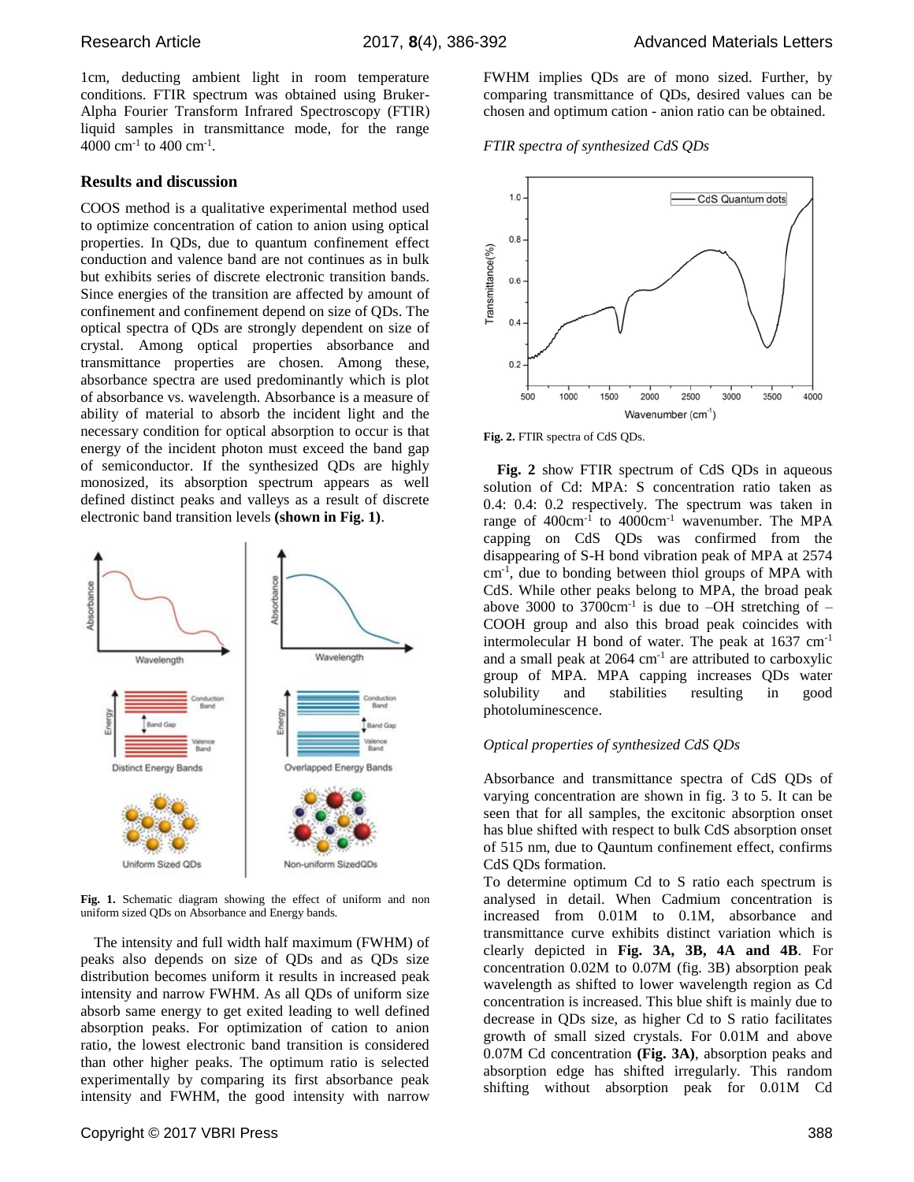1cm, deducting ambient light in room temperature conditions. FTIR spectrum was obtained using Bruker-Alpha Fourier Transform Infrared Spectroscopy (FTIR) liquid samples in transmittance mode, for the range 4000 $cm^{-1}$ to 400 $cm^{-1}$.

## Results and discussion

COOS method is a qualitative experimental method used to optimize concentration of cation to anion using optical properties. In QDs, due to quantum confinement effect conduction and valence band are not continues as in bulk but exhibits series of discrete electronic transition bands. Since energies of the transition are affected by amount of confinement and confinement depend on size of QDs. The optical spectra of QDs are strongly dependent on size of crystal. Among optical properties absorbance and transmittance properties are chosen. Among these, absorbance spectra are used predominantly which is plot of absorbance vs. wavelength. Absorbance is a measure of ability of material to absorb the incident light and the necessary condition for optical absorption to occur is that energy of the incident photon must exceed the band gap of semiconductor. If the synthesized QDs are highly monosized, its absorption spectrum appears as well defined distinct peaks and valleys as a result of discrete electronic band transition levels **(shown in Fig. 1)**.

**Fig. 1.** Schematic diagram showing the effect of uniform and non uniform sized QDs on Absorbance and Energy bands.

The intensity and full width half maximum (FWHM) of peaks also depends on size of QDs and as QDs size distribution becomes uniform it results in increased peak intensity and narrow FWHM. As all QDs of uniform size absorb same energy to get exited leading to well defined absorption peaks. For optimization of cation to anion ratio, the lowest electronic band transition is considered than other higher peaks. The optimum ratio is selected experimentally by comparing its first absorbance peak intensity and FWHM, the good intensity with narrow FWHM implies QDs are of mono sized. Further, by comparing transmittance of QDs, desired values can be chosen and optimum cation - anion ratio can be obtained.

*FTIR spectra of synthesized CdS QDs*

**Fig. 2.** FTIR spectra of CdS QDs.

**Fig. 2** show FTIR spectrum of CdS QDs in aqueous solution of Cd: MPA: S concentration ratio taken as 0.4: 0.4: 0.2 respectively. The spectrum was taken in range of 400$cm^{-1}$ to 4000$cm^{-1}$ wavenumber. The MPA capping on CdS QDs was confirmed from the disappearing of S-H bond vibration peak of MPA at 2574 $cm^{-1}$, due to bonding between thiol groups of MPA with CdS. While other peaks belong to MPA, the broad peak above 3000 to 3700$cm^{-1}$ is due to –OH stretching of –COOH group and also this broad peak coincides with intermolecular H bond of water. The peak at 1637 $cm^{-1}$ and a small peak at 2064 $cm^{-1}$ are attributed to carboxylic group of MPA. MPA capping increases QDs water solubility and stabilities resulting in good photoluminescence.

*Optical properties of synthesized CdS QDs*

Absorbance and transmittance spectra of CdS QDs of varying concentration are shown in fig. 3 to 5. It can be seen that for all samples, the excitonic absorption onset has blue shifted with respect to bulk CdS absorption onset of 515 nm, due to Qauntum confinement effect, confirms CdS QDs formation.

To determine optimum Cd to S ratio each spectrum is analysed in detail. When Cadmium concentration is increased from 0.01M to 0.1M, absorbance and transmittance curve exhibits distinct variation which is clearly depicted in **Fig. 3A, 3B, 4A and 4B**. For concentration 0.02M to 0.07M (fig. 3B) absorption peak wavelength as shifted to lower wavelength region as Cd concentration is increased. This blue shift is mainly due to decrease in QDs size, as higher Cd to S ratio facilitates growth of small sized crystals. For 0.01M and above 0.07M Cd concentration **(Fig. 3A)**, absorption peaks and absorption edge has shifted irregularly. This random shifting without absorption peak for 0.01M Cd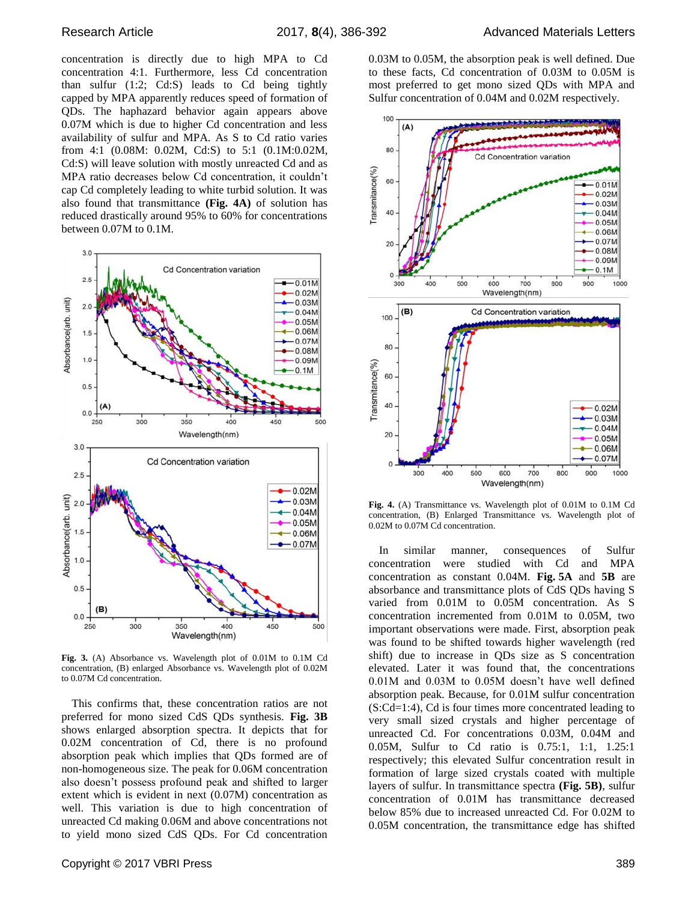concentration is directly due to high MPA to Cd concentration 4:1. Furthermore, less Cd concentration than sulfur (1:2; Cd:S) leads to Cd being tightly capped by MPA apparently reduces speed of formation of QDs. The haphazard behavior again appears above 0.07M which is due to higher Cd concentration and less availability of sulfur and MPA. As S to Cd ratio varies from 4:1 (0.08M: 0.02M, Cd:S) to 5:1 (0.1M:0.02M, Cd:S) will leave solution with mostly unreacted Cd and as MPA ratio decreases below Cd concentration, it couldn't cap Cd completely leading to white turbid solution. It was also found that transmittance **(Fig. 4A)** of solution has reduced drastically around 95% to 60% for concentrations between 0.07M to 0.1M.

**Fig. 3.** (A) Absorbance vs. Wavelength plot of 0.01M to 0.1M Cd concentration, (B) enlarged Absorbance vs. Wavelength plot of 0.02M to 0.07M Cd concentration.

This confirms that, these concentration ratios are not preferred for mono sized CdS QDs synthesis. **Fig. 3B** shows enlarged absorption spectra. It depicts that for 0.02M concentration of Cd, there is no profound absorption peak which implies that QDs formed are of non-homogeneous size. The peak for 0.06M concentration also doesn't possess profound peak and shifted to larger extent which is evident in next (0.07M) concentration as well. This variation is due to high concentration of unreacted Cd making 0.06M and above concentrations not to yield mono sized CdS QDs. For Cd concentration 0.03M to 0.05M, the absorption peak is well defined. Due to these facts, Cd concentration of 0.03M to 0.05M is most preferred to get mono sized QDs with MPA and Sulfur concentration of 0.04M and 0.02M respectively.

**Fig. 4.** (A) Transmittance vs. Wavelength plot of 0.01M to 0.1M Cd concentration, (B) Enlarged Transmittance vs. Wavelength plot of 0.02M to 0.07M Cd concentration.

In similar manner, consequences of Sulfur concentration were studied with Cd and MPA concentration as constant 0.04M. **Fig. 5A** and **5B** are absorbance and transmittance plots of CdS QDs having S varied from 0.01M to 0.05M concentration. As S concentration incremented from 0.01M to 0.05M, two important observations were made. First, absorption peak was found to be shifted towards higher wavelength (red shift) due to increase in QDs size as S concentration elevated. Later it was found that, the concentrations 0.01M and 0.03M to 0.05M doesn't have well defined absorption peak. Because, for 0.01M sulfur concentration (S:Cd=1:4), Cd is four times more concentrated leading to very small sized crystals and higher percentage of unreacted Cd. For concentrations 0.03M, 0.04M and 0.05M, Sulfur to Cd ratio is 0.75:1, 1:1, 1.25:1 respectively; this elevated Sulfur concentration result in formation of large sized crystals coated with multiple layers of sulfur. In transmittance spectra **(Fig. 5B)**, sulfur concentration of 0.01M has transmittance decreased below 85% due to increased unreacted Cd. For 0.02M to 0.05M concentration, the transmittance edge has shifted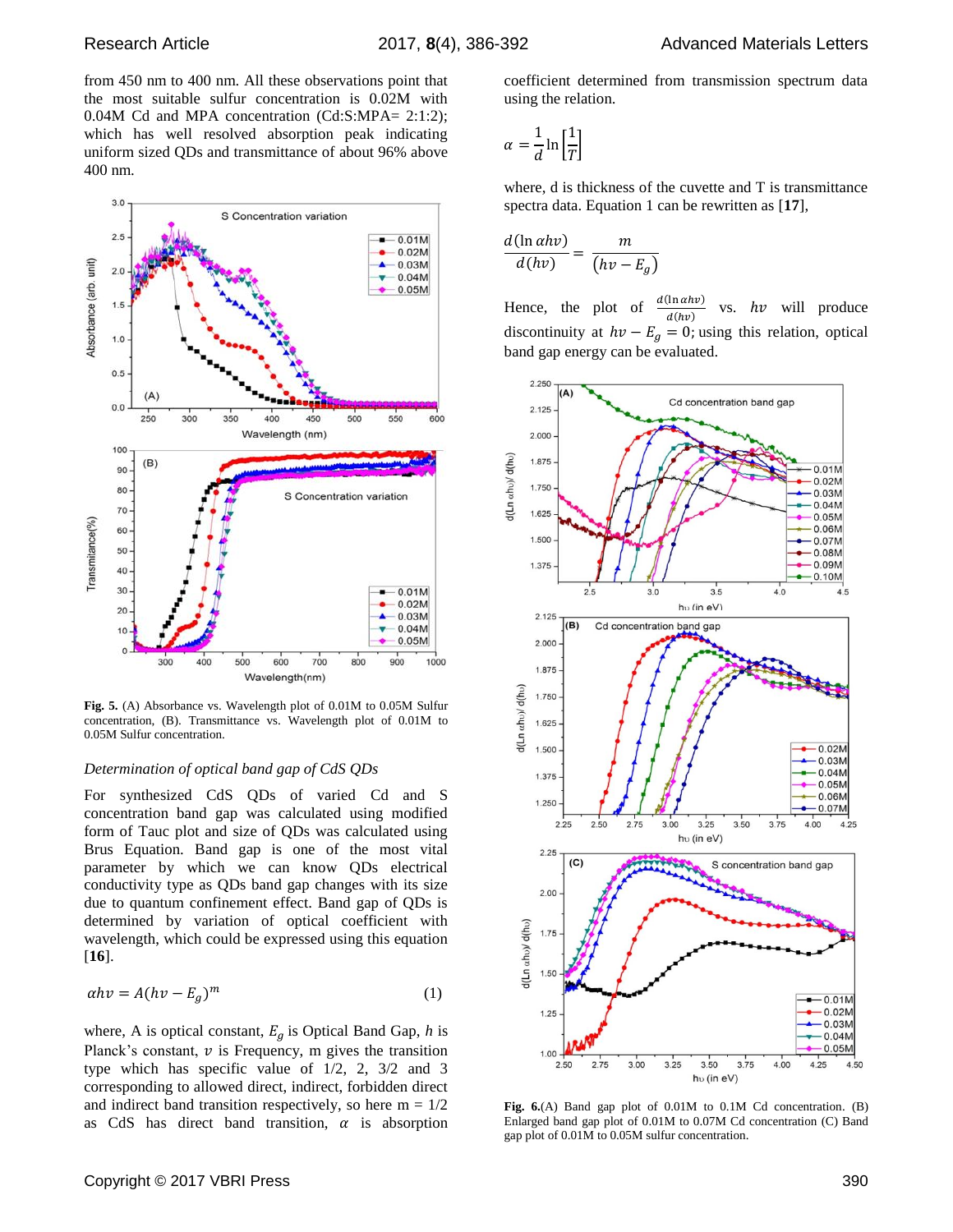from 450 nm to 400 nm. All these observations point that the most suitable sulfur concentration is 0.02M with 0.04M Cd and MPA concentration (Cd:S:MPA= 2:1:2); which has well resolved absorption peak indicating uniform sized QDs and transmittance of about 96% above 400 nm.

**Fig. 5.** (A) Absorbance vs. Wavelength plot of 0.01M to 0.05M Sulfur concentration, (B). Transmittance vs. Wavelength plot of 0.01M to 0.05M Sulfur concentration.

*Determination of optical band gap of CdS QDs*

For synthesized CdS QDs of varied Cd and S concentration band gap was calculated using modified form of Tauc plot and size of QDs was calculated using Brus Equation. Band gap is one of the most vital parameter by which we can know QDs electrical conductivity type as QDs band gap changes with its size due to quantum confinement effect. Band gap of QDs is determined by variation of optical coefficient with wavelength, which could be expressed using this equation [**16**].

$$\alpha h\nu = A(h\nu - E_g)^m \tag{1}$$

where, A is optical constant, $E_g$ is Optical Band Gap, $h$ is Planck's constant, $\nu$ is Frequency, m gives the transition type which has specific value of 1/2, 2, 3/2 and 3 corresponding to allowed direct, indirect, forbidden direct and indirect band transition respectively, so here m = 1/2 as CdS has direct band transition, $\alpha$ is absorption coefficient determined from transmission spectrum data using the relation.

$$\alpha = \frac{1}{d}\ln\left[\frac{1}{T}\right]$$

where, d is thickness of the cuvette and T is transmittance spectra data. Equation 1 can be rewritten as [**17**],

$$\frac{d(\ln \alpha h\nu)}{d(h\nu)} = \frac{m}{(h\nu - E_g)}$$

Hence, the plot of $\frac{d(\ln \alpha h\nu)}{d(h\nu)}$ vs. $h\nu$ will produce discontinuity at $h\nu - E_g = 0$; using this relation, optical band gap energy can be evaluated.

**Fig. 6.**(A) Band gap plot of 0.01M to 0.1M Cd concentration. (B) Enlarged band gap plot of 0.01M to 0.07M Cd concentration (C) Band gap plot of 0.01M to 0.05M sulfur concentration.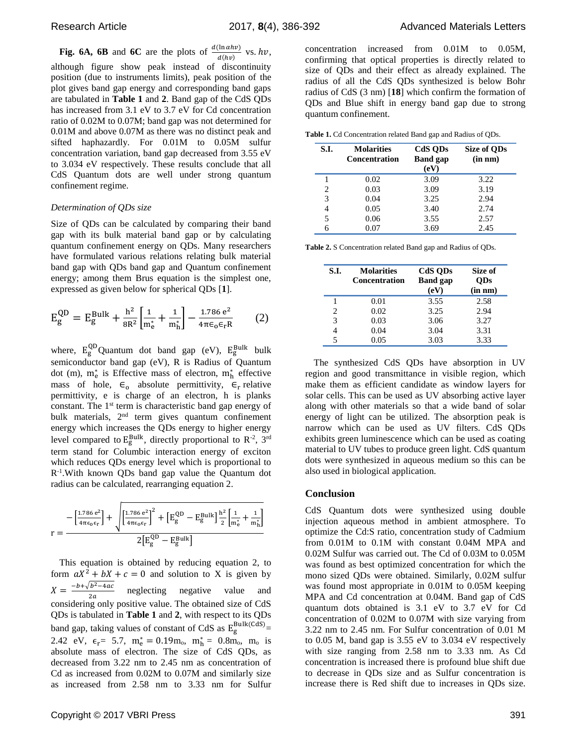**Fig. 6A, 6B** and **6C** are the plots of $\frac{d(\ln \alpha h\nu)}{d(h\nu)}$ vs. $h\nu$, although figure show peak instead of discontinuity position (due to instruments limits), peak position of the plot gives band gap energy and corresponding band gaps are tabulated in **Table 1** and **2**. Band gap of the CdS QDs has increased from 3.1 eV to 3.7 eV for Cd concentration ratio of 0.02M to 0.07M; band gap was not determined for 0.01M and above 0.07M as there was no distinct peak and sifted haphazardly. For 0.01M to 0.05M sulfur concentration variation, band gap decreased from 3.55 eV to 3.034 eV respectively. These results conclude that all CdS Quantum dots are well under strong quantum confinement regime.

*Determination of QDs size*

Size of QDs can be calculated by comparing their band gap with its bulk material band gap or by calculating quantum confinement energy on QDs. Many researchers have formulated various relations relating bulk material band gap with QDs band gap and Quantum confinement energy; among them Brus equation is the simplest one, expressed as given below for spherical QDs [1].

$$E_g^{QD} = E_g^{Bulk} + \frac{h^2}{8R^2}\left[\frac{1}{m_e^*} + \frac{1}{m_h^*}\right] - \frac{1.786\, e^2}{4\pi\epsilon_o\epsilon_r R} \qquad (2)$$

where, $E_g^{QD}$ Quantum dot band gap (eV), $E_g^{Bulk}$ bulk semiconductor band gap (eV), R is Radius of Quantum dot (m), $m_e^*$ is Effective mass of electron, $m_h^*$ effective mass of hole, $\epsilon_o$ absolute permittivity, $\epsilon_r$ relative permittivity, e is charge of an electron, h is planks constant. The 1st term is characteristic band gap energy of bulk materials, 2nd term gives quantum confinement energy which increases the QDs energy to higher energy level compared to $E_g^{Bulk}$, directly proportional to $R^{-2}$, 3rd term stand for Columbic interaction energy of exciton which reduces QDs energy level which is proportional to $R^{-1}$. With known QDs band gap value the Quantum dot radius can be calculated, rearranging equation 2.

$$r = \frac{-\left[\frac{1.786\, e^2}{4\pi\epsilon_o\epsilon_r}\right] + \sqrt{\left[\frac{1.786\, e^2}{4\pi\epsilon_o\epsilon_r}\right]^2 + \left[E_g^{QD} - E_g^{Bulk}\right]\frac{h^2}{2}\left[\frac{1}{m_e^*} + \frac{1}{m_h^*}\right]}}{2\left[E_g^{QD} - E_g^{Bulk}\right]}$$

This equation is obtained by reducing equation 2, to form $aX^2 + bX + c = 0$ and solution to X is given by $X = \frac{-b+\sqrt{b^2-4ac}}{2a}$ neglecting negative value and considering only positive value. The obtained size of CdS QDs is tabulated in **Table 1** and **2**, with respect to its QDs band gap, taking values of constant of CdS as $E_g^{Bulk(CdS)}$ = 2.42 eV, $\epsilon_r$ = 5.7, $m_e^* = 0.19m_o$, $m_h^* = 0.8m_o$, $m_o$ is absolute mass of electron. The size of CdS QDs, as decreased from 3.22 nm to 2.45 nm as concentration of Cd as increased from 0.02M to 0.07M and similarly size as increased from 2.58 nm to 3.33 nm for Sulfur concentration increased from 0.01M to 0.05M, confirming that optical properties is directly related to size of QDs and their effect as already explained. The radius of all the CdS QDs synthesized is below Bohr radius of CdS (3 nm) [18] which confirm the formation of QDs and Blue shift in energy band gap due to strong quantum confinement.

**Table 1.** Cd Concentration related Band gap and Radius of QDs.

| S.I. | Molarities Concentration | CdS QDs Band gap (eV) | Size of QDs (in nm) |
|---|---|---|---|
| 1 | 0.02 | 3.09 | 3.22 |
| 2 | 0.03 | 3.09 | 3.19 |
| 3 | 0.04 | 3.25 | 2.94 |
| 4 | 0.05 | 3.40 | 2.74 |
| 5 | 0.06 | 3.55 | 2.57 |
| 6 | 0.07 | 3.69 | 2.45 |

**Table 2.** S Concentration related Band gap and Radius of QDs.

| S.I. | Molarities Concentration | CdS QDs Band gap (eV) | Size of QDs (in nm) |
|---|---|---|---|
| 1 | 0.01 | 3.55 | 2.58 |
| 2 | 0.02 | 3.25 | 2.94 |
| 3 | 0.03 | 3.06 | 3.27 |
| 4 | 0.04 | 3.04 | 3.31 |
| 5 | 0.05 | 3.03 | 3.33 |

The synthesized CdS QDs have absorption in UV region and good transmittance in visible region, which make them as efficient candidate as window layers for solar cells. This can be used as UV absorbing active layer along with other materials so that a wide band of solar energy of light can be utilized. The absorption peak is narrow which can be used as UV filters. CdS QDs exhibits green luminescence which can be used as coating material to UV tubes to produce green light. CdS quantum dots were synthesized in aqueous medium so this can be also used in biological application.

## Conclusion

CdS Quantum dots were synthesized using double injection aqueous method in ambient atmosphere. To optimize the Cd:S ratio, concentration study of Cadmium from 0.01M to 0.1M with constant 0.04M MPA and 0.02M Sulfur was carried out. The Cd of 0.03M to 0.05M was found as best optimized concentration for which the mono sized QDs were obtained. Similarly, 0.02M sulfur was found most appropriate in 0.01M to 0.05M keeping MPA and Cd concentration at 0.04M. Band gap of CdS quantum dots obtained is 3.1 eV to 3.7 eV for Cd concentration of 0.02M to 0.07M with size varying from 3.22 nm to 2.45 nm. For Sulfur concentration of 0.01 M to 0.05 M, band gap is 3.55 eV to 3.034 eV respectively with size ranging from 2.58 nm to 3.33 nm. As Cd concentration is increased there is profound blue shift due to decrease in QDs size and as Sulfur concentration is increase there is Red shift due to increases in QDs size.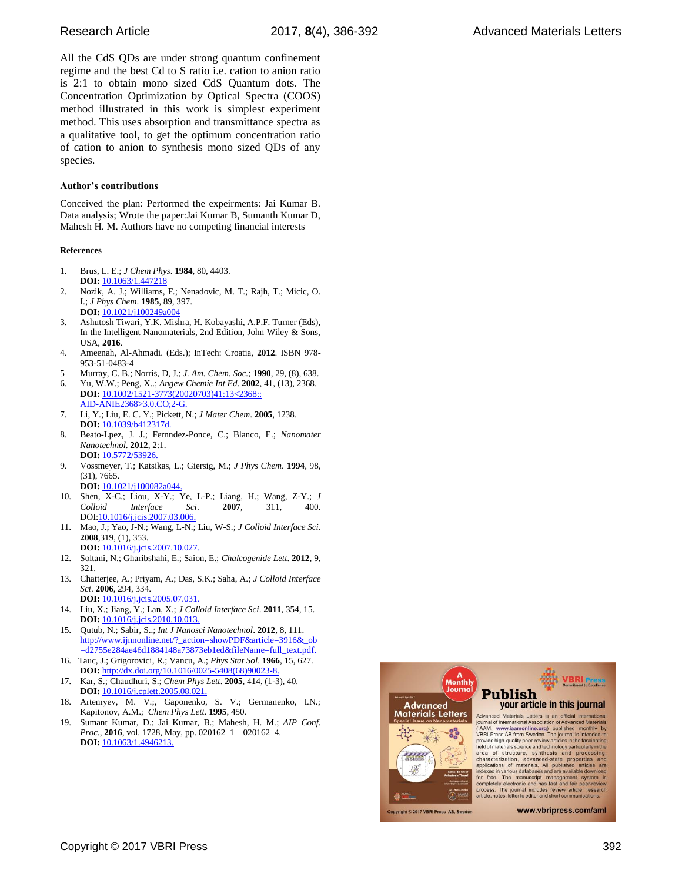All the CdS QDs are under strong quantum confinement regime and the best Cd to S ratio i.e. cation to anion ratio is 2:1 to obtain mono sized CdS Quantum dots. The Concentration Optimization by Optical Spectra (COOS) method illustrated in this work is simplest experiment method. This uses absorption and transmittance spectra as a qualitative tool, to get the optimum concentration ratio of cation to anion to synthesis mono sized QDs of any species.

### Author's contributions

Conceived the plan: Performed the expeirments: Jai Kumar B. Data analysis; Wrote the paper:Jai Kumar B, Sumanth Kumar D, Mahesh H. M. Authors have no competing financial interests

### References

1. Brus, L. E.; *J Chem Phys*. **1984**, 80, 4403. **DOI:** 10.1063/1.447218
2. Nozik, A. J.; Williams, F.; Nenadovic, M. T.; Rajh, T.; Micic, O. I.; *J Phys Chem*. **1985**, 89, 397. **DOI:** 10.1021/j100249a004
3. Ashutosh Tiwari, Y.K. Mishra, H. Kobayashi, A.P.F. Turner (Eds), In the Intelligent Nanomaterials, 2nd Edition, John Wiley & Sons, USA, **2016**.
4. Ameenah, Al-Ahmadi. (Eds.); InTech: Croatia, **2012**. ISBN 978-953-51-0483-4
5. Murray, C. B.; Norris, D, J.; *J. Am. Chem. Soc.*; **1990**, 29, (8), 638.
6. Yu, W.W.; Peng, X..; *Angew Chemie Int Ed*. **2002**, 41, (13), 2368. **DOI:** 10.1002/1521-3773(20020703)41:13<2368::AID-ANIE2368>3.0.CO;2-G.
7. Li, Y.; Liu, E. C. Y.; Pickett, N.; *J Mater Chem*. **2005**, 1238. **DOI:** 10.1039/b412317d.
8. Beato-Lpez, J. J.; Fernndez-Ponce, C.; Blanco, E.; *Nanomater Nanotechnol.* **2012**, 2:1. **DOI:** 10.5772/53926.
9. Vossmeyer, T.; Katsikas, L.; Giersig, M.; *J Phys Chem*. **1994**, 98, (31), 7665. **DOI:** 10.1021/j100082a044.
10. Shen, X-C.; Liou, X-Y.; Ye, L-P.; Liang, H.; Wang, Z-Y.; *J Colloid Interface Sci*. **2007**, 311, 400. DOI:10.1016/j.jcis.2007.03.006.
11. Mao, J.; Yao, J-N.; Wang, L-N.; Liu, W-S.; *J Colloid Interface Sci*. **2008**,319, (1), 353. **DOI:** 10.1016/j.jcis.2007.10.027.
12. Soltani, N.; Gharibshahi, E.; Saion, E.; *Chalcogenide Lett*. **2012**, 9, 321.
13. Chatterjee, A.; Priyam, A.; Das, S.K.; Saha, A.; *J Colloid Interface Sci*. **2006**, 294, 334. **DOI:** 10.1016/j.jcis.2005.07.031.
14. Liu, X.; Jiang, Y.; Lan, X.; *J Colloid Interface Sci*. **2011**, 354, 15. **DOI:** 10.1016/j.jcis.2010.10.013.
15. Qutub, N.; Sabir, S..; *Int J Nanosci Nanotechnol*. **2012**, 8, 111. http://www.ijnnonline.net/?_action=showPDF&article=3916&_ob=d2755e284ae46d1884148a73873eb1ed&fileName=full_text.pdf.
16. Tauc, J.; Grigorovici, R.; Vancu, A.; *Phys Stat Sol*. **1966**, 15, 627. **DOI:** http://dx.doi.org/10.1016/0025-5408(68)90023-8.
17. Kar, S.; Chaudhuri, S.; *Chem Phys Lett*. **2005**, 414, (1-3), 40. **DOI:** 10.1016/j.cplett.2005.08.021.
18. Artemyev, M. V.;, Gaponenko, S. V.; Germanenko, I.N.; Kapitonov, A.M.; *Chem Phys Lett*. **1995**, 450.
19. Sumant Kumar, D.; Jai Kumar, B.; Mahesh, H. M.; *AIP Conf. Proc.*, **2016**, vol. 1728, May, pp. 020162–1 – 020162–4. **DOI:** 10.1063/1.4946213.